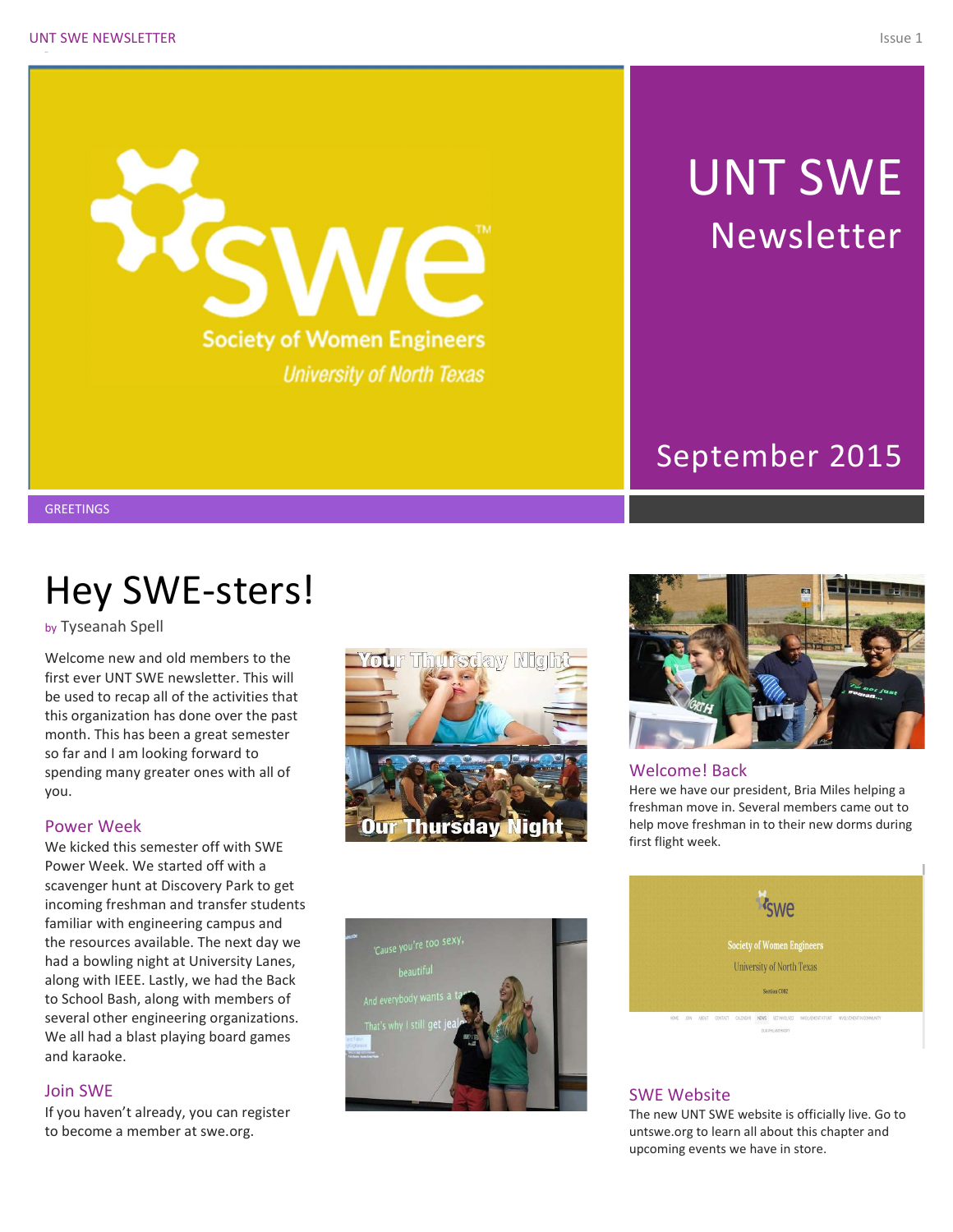# UNT SWE Newsletter

September 2015

GREETINGS

## Hey SWE-sters!

by Tyseanah Spell

Welcome new and old members to the first ever UNT SWE newsletter. This will be used to recap all of the activities that this organization has done over the past month. This has been a great semester so far and I am looking forward to spending many greater ones with all of you.

### Power Week

We kicked this semester off with SWE Power Week. We started off with a scavenger hunt at Discovery Park to get incoming freshman and transfer students familiar with engineering campus and the resources available. The next day we had a bowling night at University Lanes, along with IEEE. Lastly, we had the Back to School Bash, along with members of several other engineering organizations. We all had a blast playing board games and karaoke.

### Join SWE

If you haven't already, you can register to become a member at swe.org.

### Welcome! Back

Here we have our president, Bria Miles helping a freshman move in. Several members came out to help move freshman in to their new dorms during first flight week.

### SWE Website

The new UNT SWE website is officially live. Go to untswe.org to learn all about this chapter and upcoming events we have in store.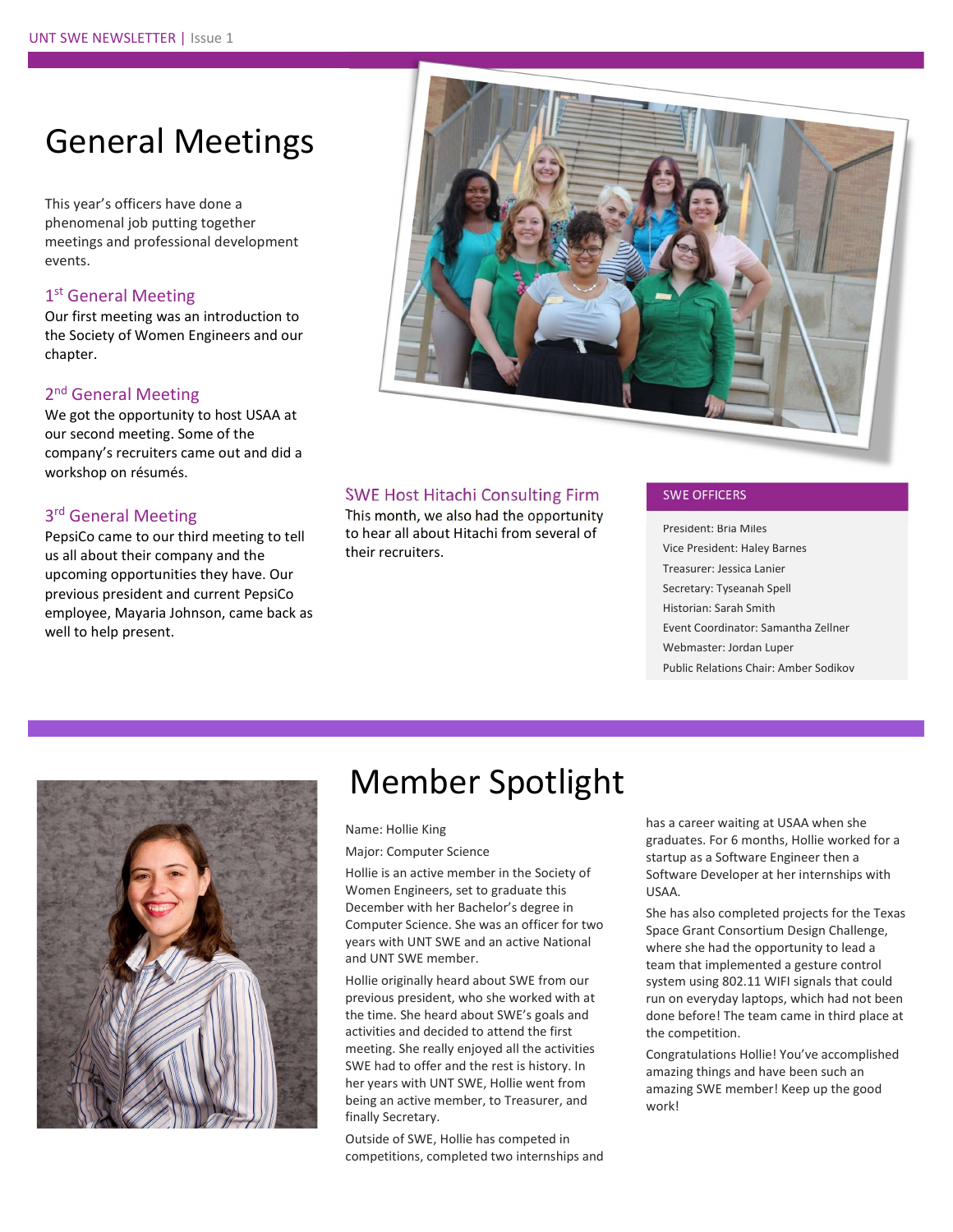# General Meetings

This year's officers have done a phenomenal job putting together meetings and professional development events.

### 1st General Meeting

Our first meeting was an introduction to the Society of Women Engineers and our chapter.

### 2nd General Meeting

We got the opportunity to host USAA at our second meeting. Some of the company's recruiters came out and did a workshop on résumés.

### 3rd General Meeting

PepsiCo came to our third meeting to tell us all about their company and the upcoming opportunities they have. Our previous president and current PepsiCo employee, Mayaria Johnson, came back as well to help present.

### SWE Host Hitachi Consulting Firm

This month, we also had the opportunity to hear all about Hitachi from several of their recruiters.

### SWE OFFICERS

President: Bria Miles
Vice President: Haley Barnes
Treasurer: Jessica Lanier
Secretary: Tyseanah Spell
Historian: Sarah Smith
Event Coordinator: Samantha Zellner
Webmaster: Jordan Luper
Public Relations Chair: Amber Sodikov

# Member Spotlight

Name: Hollie King

Major: Computer Science

Hollie is an active member in the Society of Women Engineers, set to graduate this December with her Bachelor's degree in Computer Science. She was an officer for two years with UNT SWE and an active National and UNT SWE member.

Hollie originally heard about SWE from our previous president, who she worked with at the time. She heard about SWE's goals and activities and decided to attend the first meeting. She really enjoyed all the activities SWE had to offer and the rest is history. In her years with UNT SWE, Hollie went from being an active member, to Treasurer, and finally Secretary.

Outside of SWE, Hollie has competed in competitions, completed two internships and has a career waiting at USAA when she graduates. For 6 months, Hollie worked for a startup as a Software Engineer then a Software Developer at her internships with USAA.

She has also completed projects for the Texas Space Grant Consortium Design Challenge, where she had the opportunity to lead a team that implemented a gesture control system using 802.11 WIFI signals that could run on everyday laptops, which had not been done before! The team came in third place at the competition.

Congratulations Hollie! You've accomplished amazing things and have been such an amazing SWE member! Keep up the good work!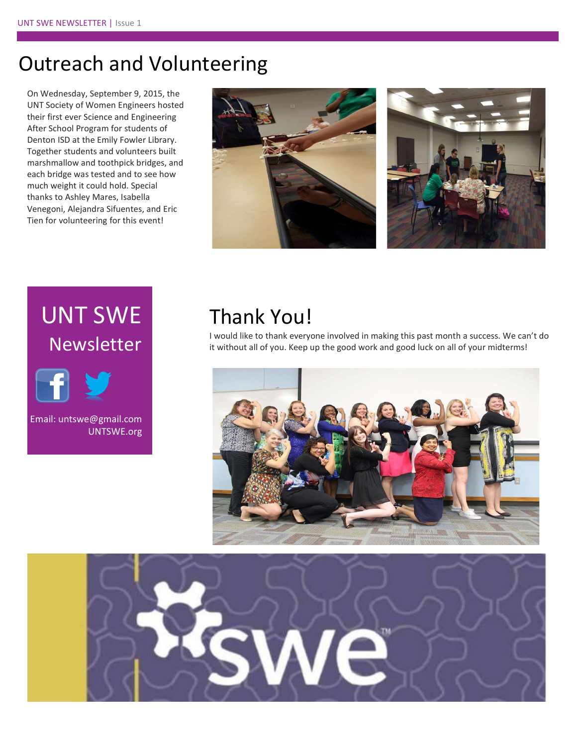# Outreach and Volunteering

On Wednesday, September 9, 2015, the UNT Society of Women Engineers hosted their first ever Science and Engineering After School Program for students of Denton ISD at the Emily Fowler Library. Together students and volunteers built marshmallow and toothpick bridges, and each bridge was tested and to see how much weight it could hold. Special thanks to Ashley Mares, Isabella Venegoni, Alejandra Sifuentes, and Eric Tien for volunteering for this event!

UNT SWE Newsletter

Email: untswe@gmail.com
UNTSWE.org

# Thank You!

I would like to thank everyone involved in making this past month a success. We can't do it without all of you. Keep up the good work and good luck on all of your midterms!